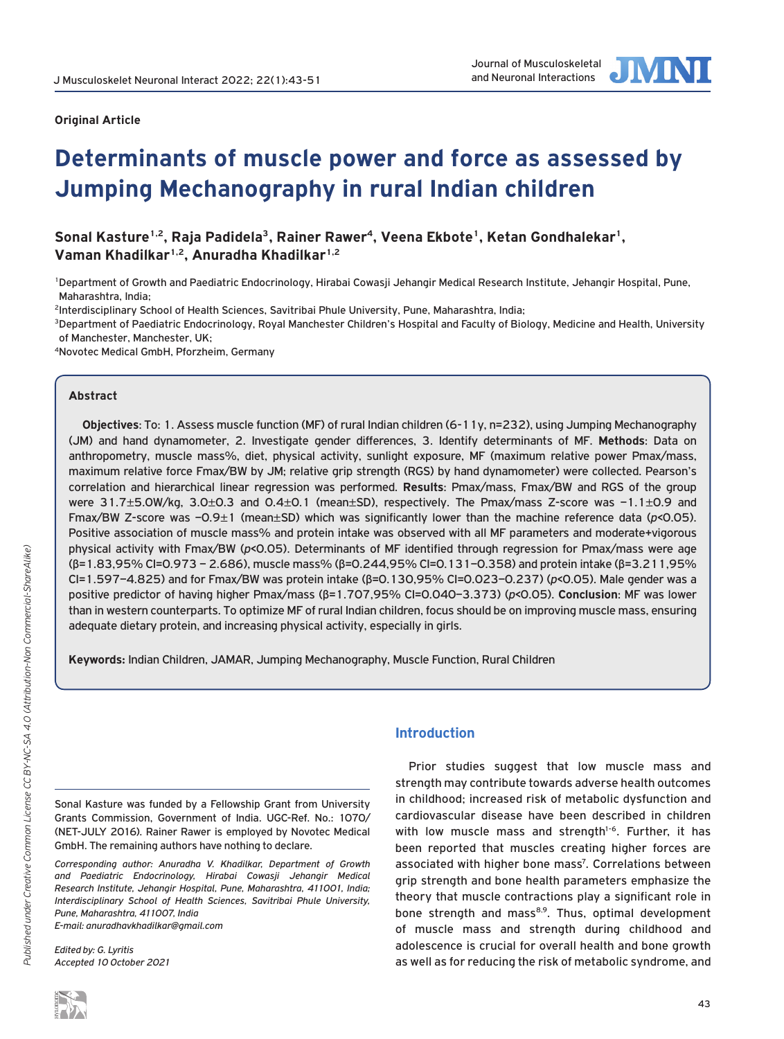Original Article

# Determinants of muscle power and force as assessed by Jumping Mechanography in rural Indian children

**Sonal Kasture[1,2], Raja Padidela[3], Rainer Rawer[4], Veena Ekbote[1], Ketan Gondhalekar[1], Vaman Khadilkar[1,2], Anuradha Khadilkar[1,2]**

[1]Department of Growth and Paediatric Endocrinology, Hirabai Cowasji Jehangir Medical Research Institute, Jehangir Hospital, Pune, Maharashtra, India;

[2]Interdisciplinary School of Health Sciences, Savitribai Phule University, Pune, Maharashtra, India;

[3]Department of Paediatric Endocrinology, Royal Manchester Children's Hospital and Faculty of Biology, Medicine and Health, University of Manchester, Manchester, UK;

[4]Novotec Medical GmbH, Pforzheim, Germany

### Abstract

**Objectives**: To: 1. Assess muscle function (MF) of rural Indian children (6-11y, n=232), using Jumping Mechanography (JM) and hand dynamometer, 2. Investigate gender differences, 3. Identify determinants of MF. **Methods**: Data on anthropometry, muscle mass%, diet, physical activity, sunlight exposure, MF (maximum relative power Pmax/mass, maximum relative force Fmax/BW by JM; relative grip strength (RGS) by hand dynamometer) were collected. Pearson's correlation and hierarchical linear regression was performed. **Results**: Pmax/mass, Fmax/BW and RGS of the group were 31.7±5.0W/kg, 3.0±0.3 and 0.4±0.1 (mean±SD), respectively. The Pmax/mass Z-score was −1.1±0.9 and Fmax/BW Z-score was −0.9±1 (mean±SD) which was significantly lower than the machine reference data ($p$<0.05). Positive association of muscle mass% and protein intake was observed with all MF parameters and moderate+vigorous physical activity with Fmax/BW ($p$<0.05). Determinants of MF identified through regression for Pmax/mass were age (β=1.83,95% CI=0.973 – 2.686), muscle mass% (β=0.244,95% CI=0.131–0.358) and protein intake (β=3.211,95% CI=1.597–4.825) and for Fmax/BW was protein intake (β=0.130,95% CI=0.023–0.237) ($p$<0.05). Male gender was a positive predictor of having higher Pmax/mass (β=1.707,95% CI=0.040–3.373) ($p$<0.05). **Conclusion**: MF was lower than in western counterparts. To optimize MF of rural Indian children, focus should be on improving muscle mass, ensuring adequate dietary protein, and increasing physical activity, especially in girls.

**Keywords:** Indian Children, JAMAR, Jumping Mechanography, Muscle Function, Rural Children

## Introduction

Prior studies suggest that low muscle mass and strength may contribute towards adverse health outcomes in childhood; increased risk of metabolic dysfunction and cardiovascular disease have been described in children with low muscle mass and strength[1-6]. Further, it has been reported that muscles creating higher forces are associated with higher bone mass[7]. Correlations between grip strength and bone health parameters emphasize the theory that muscle contractions play a significant role in bone strength and mass[8,9]. Thus, optimal development of muscle mass and strength during childhood and adolescence is crucial for overall health and bone growth as well as for reducing the risk of metabolic syndrome, and

---

Sonal Kasture was funded by a Fellowship Grant from University Grants Commission, Government of India. UGC-Ref. No.: 1070/(NET-JULY 2016). Rainer Rawer is employed by Novotec Medical GmbH. The remaining authors have nothing to declare.

*Corresponding author: Anuradha V. Khadilkar, Department of Growth and Paediatric Endocrinology, Hirabai Cowasji Jehangir Medical Research Institute, Jehangir Hospital, Pune, Maharashtra, 411001, India; Interdisciplinary School of Health Sciences, Savitribai Phule University, Pune, Maharashtra, 411007, India*
*E-mail: anuradhavkhadilkar@gmail.com*

*Edited by: G. Lyritis*
*Accepted 10 October 2021*

Published under Creative Common License CC BY-NC-SA 4.0 (Attribution-Non Commercial-ShareAlike)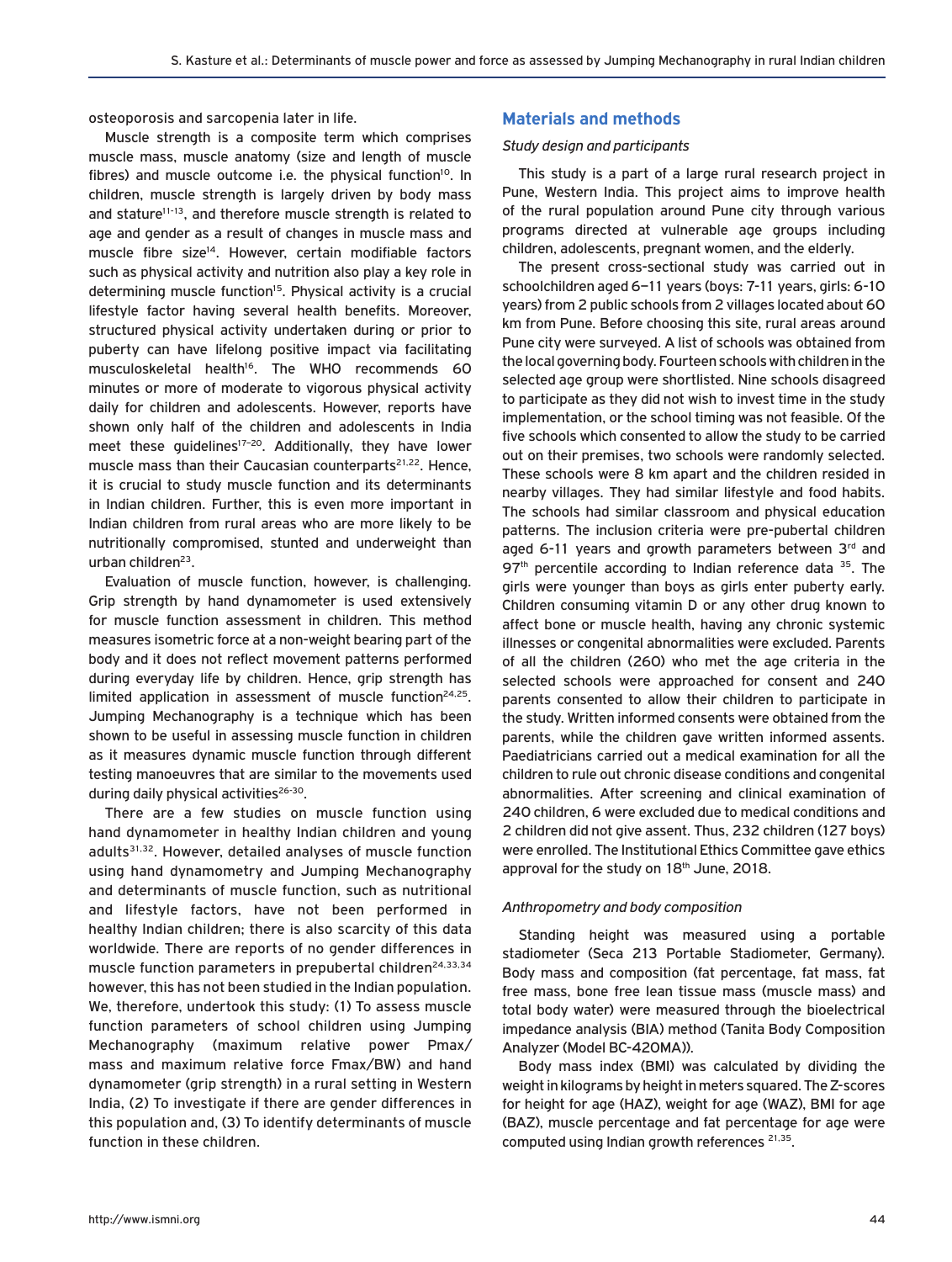osteoporosis and sarcopenia later in life.

Muscle strength is a composite term which comprises muscle mass, muscle anatomy (size and length of muscle fibres) and muscle outcome i.e. the physical function[10]. In children, muscle strength is largely driven by body mass and stature[11-13], and therefore muscle strength is related to age and gender as a result of changes in muscle mass and muscle fibre size[14]. However, certain modifiable factors such as physical activity and nutrition also play a key role in determining muscle function[15]. Physical activity is a crucial lifestyle factor having several health benefits. Moreover, structured physical activity undertaken during or prior to puberty can have lifelong positive impact via facilitating musculoskeletal health[16]. The WHO recommends 60 minutes or more of moderate to vigorous physical activity daily for children and adolescents. However, reports have shown only half of the children and adolescents in India meet these guidelines[17-20]. Additionally, they have lower muscle mass than their Caucasian counterparts[21,22]. Hence, it is crucial to study muscle function and its determinants in Indian children. Further, this is even more important in Indian children from rural areas who are more likely to be nutritionally compromised, stunted and underweight than urban children[23].

Evaluation of muscle function, however, is challenging. Grip strength by hand dynamometer is used extensively for muscle function assessment in children. This method measures isometric force at a non-weight bearing part of the body and it does not reflect movement patterns performed during everyday life by children. Hence, grip strength has limited application in assessment of muscle function[24,25]. Jumping Mechanography is a technique which has been shown to be useful in assessing muscle function in children as it measures dynamic muscle function through different testing manoeuvres that are similar to the movements used during daily physical activities[26-30].

There are a few studies on muscle function using hand dynamometer in healthy Indian children and young adults[31,32]. However, detailed analyses of muscle function using hand dynamometry and Jumping Mechanography and determinants of muscle function, such as nutritional and lifestyle factors, have not been performed in healthy Indian children; there is also scarcity of this data worldwide. There are reports of no gender differences in muscle function parameters in prepubertal children[24,33,34] however, this has not been studied in the Indian population. We, therefore, undertook this study: (1) To assess muscle function parameters of school children using Jumping Mechanography (maximum relative power Pmax/mass and maximum relative force Fmax/BW) and hand dynamometer (grip strength) in a rural setting in Western India, (2) To investigate if there are gender differences in this population and, (3) To identify determinants of muscle function in these children.

## Materials and methods

### *Study design and participants*

This study is a part of a large rural research project in Pune, Western India. This project aims to improve health of the rural population around Pune city through various programs directed at vulnerable age groups including children, adolescents, pregnant women, and the elderly.

The present cross-sectional study was carried out in schoolchildren aged 6–11 years (boys: 7-11 years, girls: 6-10 years) from 2 public schools from 2 villages located about 60 km from Pune. Before choosing this site, rural areas around Pune city were surveyed. A list of schools was obtained from the local governing body. Fourteen schools with children in the selected age group were shortlisted. Nine schools disagreed to participate as they did not wish to invest time in the study implementation, or the school timing was not feasible. Of the five schools which consented to allow the study to be carried out on their premises, two schools were randomly selected. These schools were 8 km apart and the children resided in nearby villages. They had similar lifestyle and food habits. The schools had similar classroom and physical education patterns. The inclusion criteria were pre-pubertal children aged 6-11 years and growth parameters between 3rd and 97th percentile according to Indian reference data [35]. The girls were younger than boys as girls enter puberty early. Children consuming vitamin D or any other drug known to affect bone or muscle health, having any chronic systemic illnesses or congenital abnormalities were excluded. Parents of all the children (260) who met the age criteria in the selected schools were approached for consent and 240 parents consented to allow their children to participate in the study. Written informed consents were obtained from the parents, while the children gave written informed assents. Paediatricians carried out a medical examination for all the children to rule out chronic disease conditions and congenital abnormalities. After screening and clinical examination of 240 children, 6 were excluded due to medical conditions and 2 children did not give assent. Thus, 232 children (127 boys) were enrolled. The Institutional Ethics Committee gave ethics approval for the study on 18th June, 2018.

### *Anthropometry and body composition*

Standing height was measured using a portable stadiometer (Seca 213 Portable Stadiometer, Germany). Body mass and composition (fat percentage, fat mass, fat free mass, bone free lean tissue mass (muscle mass) and total body water) were measured through the bioelectrical impedance analysis (BIA) method (Tanita Body Composition Analyzer (Model BC-420MA)).

Body mass index (BMI) was calculated by dividing the weight in kilograms by height in meters squared. The Z-scores for height for age (HAZ), weight for age (WAZ), BMI for age (BAZ), muscle percentage and fat percentage for age were computed using Indian growth references [21,35].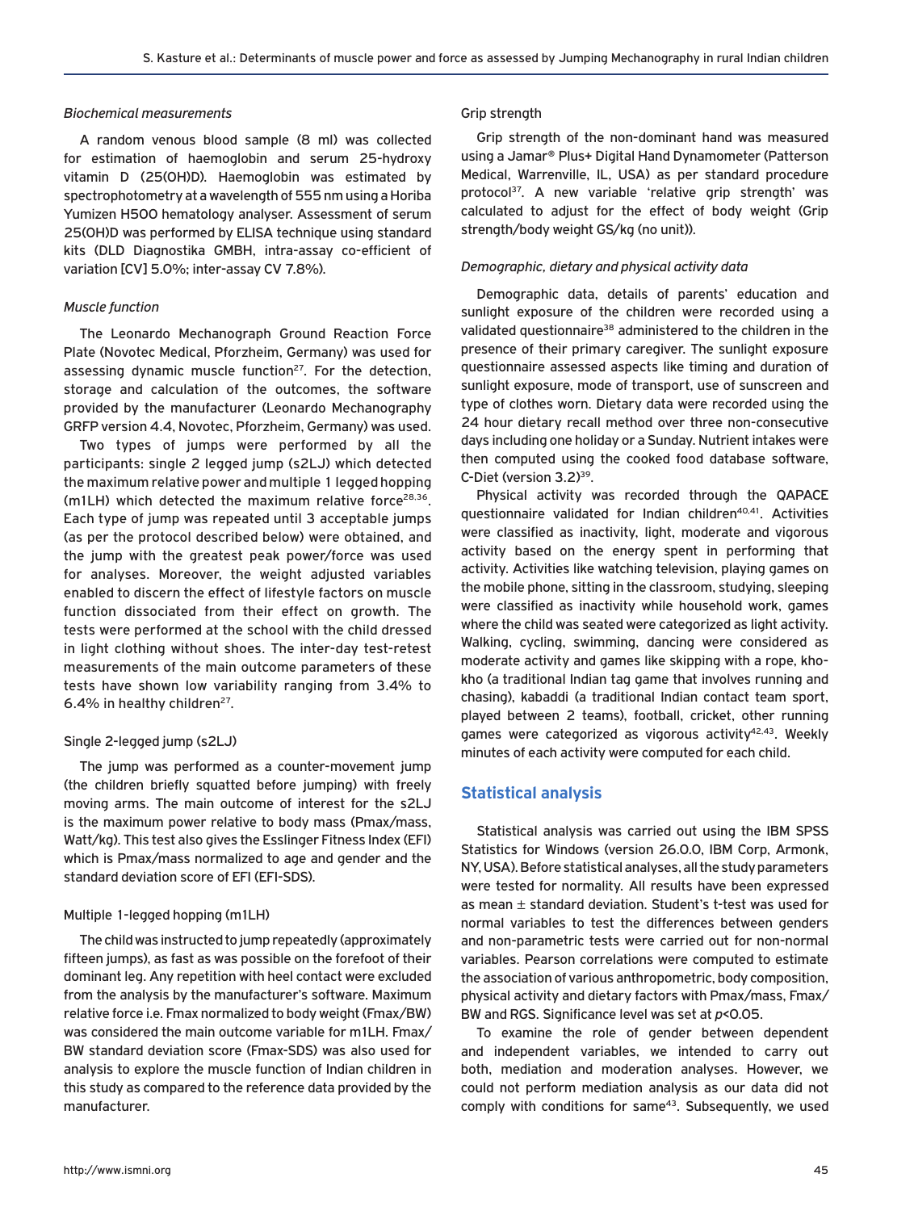### *Biochemical measurements*

A random venous blood sample (8 ml) was collected for estimation of haemoglobin and serum 25-hydroxy vitamin D (25(OH)D). Haemoglobin was estimated by spectrophotometry at a wavelength of 555 nm using a Horiba Yumizen H500 hematology analyser. Assessment of serum 25(OH)D was performed by ELISA technique using standard kits (DLD Diagnostika GMBH, intra-assay co-efficient of variation [CV] 5.0%; inter-assay CV 7.8%).

### *Muscle function*

The Leonardo Mechanograph Ground Reaction Force Plate (Novotec Medical, Pforzheim, Germany) was used for assessing dynamic muscle function[27]. For the detection, storage and calculation of the outcomes, the software provided by the manufacturer (Leonardo Mechanography GRFP version 4.4, Novotec, Pforzheim, Germany) was used.

Two types of jumps were performed by all the participants: single 2 legged jump (s2LJ) which detected the maximum relative power and multiple 1 legged hopping (m1LH) which detected the maximum relative force[28,36]. Each type of jump was repeated until 3 acceptable jumps (as per the protocol described below) were obtained, and the jump with the greatest peak power/force was used for analyses. Moreover, the weight adjusted variables enabled to discern the effect of lifestyle factors on muscle function dissociated from their effect on growth. The tests were performed at the school with the child dressed in light clothing without shoes. The inter-day test-retest measurements of the main outcome parameters of these tests have shown low variability ranging from 3.4% to 6.4% in healthy children[27].

#### Single 2-legged jump (s2LJ)

The jump was performed as a counter-movement jump (the children briefly squatted before jumping) with freely moving arms. The main outcome of interest for the s2LJ is the maximum power relative to body mass (Pmax/mass, Watt/kg). This test also gives the Esslinger Fitness Index (EFI) which is Pmax/mass normalized to age and gender and the standard deviation score of EFI (EFI-SDS).

#### Multiple 1-legged hopping (m1LH)

The child was instructed to jump repeatedly (approximately fifteen jumps), as fast as was possible on the forefoot of their dominant leg. Any repetition with heel contact were excluded from the analysis by the manufacturer's software. Maximum relative force i.e. Fmax normalized to body weight (Fmax/BW) was considered the main outcome variable for m1LH. Fmax/BW standard deviation score (Fmax-SDS) was also used for analysis to explore the muscle function of Indian children in this study as compared to the reference data provided by the manufacturer.

#### Grip strength

Grip strength of the non-dominant hand was measured using a Jamar® Plus+ Digital Hand Dynamometer (Patterson Medical, Warrenville, IL, USA) as per standard procedure protocol[37]. A new variable 'relative grip strength' was calculated to adjust for the effect of body weight (Grip strength/body weight GS/kg (no unit)).

### *Demographic, dietary and physical activity data*

Demographic data, details of parents' education and sunlight exposure of the children were recorded using a validated questionnaire[38] administered to the children in the presence of their primary caregiver. The sunlight exposure questionnaire assessed aspects like timing and duration of sunlight exposure, mode of transport, use of sunscreen and type of clothes worn. Dietary data were recorded using the 24 hour dietary recall method over three non-consecutive days including one holiday or a Sunday. Nutrient intakes were then computed using the cooked food database software, C-Diet (version 3.2)[39].

Physical activity was recorded through the QAPACE questionnaire validated for Indian children[40,41]. Activities were classified as inactivity, light, moderate and vigorous activity based on the energy spent in performing that activity. Activities like watching television, playing games on the mobile phone, sitting in the classroom, studying, sleeping were classified as inactivity while household work, games where the child was seated were categorized as light activity. Walking, cycling, swimming, dancing were considered as moderate activity and games like skipping with a rope, kho-kho (a traditional Indian tag game that involves running and chasing), kabaddi (a traditional Indian contact team sport, played between 2 teams), football, cricket, other running games were categorized as vigorous activity[42,43]. Weekly minutes of each activity were computed for each child.

## Statistical analysis

Statistical analysis was carried out using the IBM SPSS Statistics for Windows (version 26.0.0, IBM Corp, Armonk, NY, USA). Before statistical analyses, all the study parameters were tested for normality. All results have been expressed as mean ± standard deviation. Student's t-test was used for normal variables to test the differences between genders and non-parametric tests were carried out for non-normal variables. Pearson correlations were computed to estimate the association of various anthropometric, body composition, physical activity and dietary factors with Pmax/mass, Fmax/BW and RGS. Significance level was set at $p<0.05$.

To examine the role of gender between dependent and independent variables, we intended to carry out both, mediation and moderation analyses. However, we could not perform mediation analysis as our data did not comply with conditions for same[43]. Subsequently, we used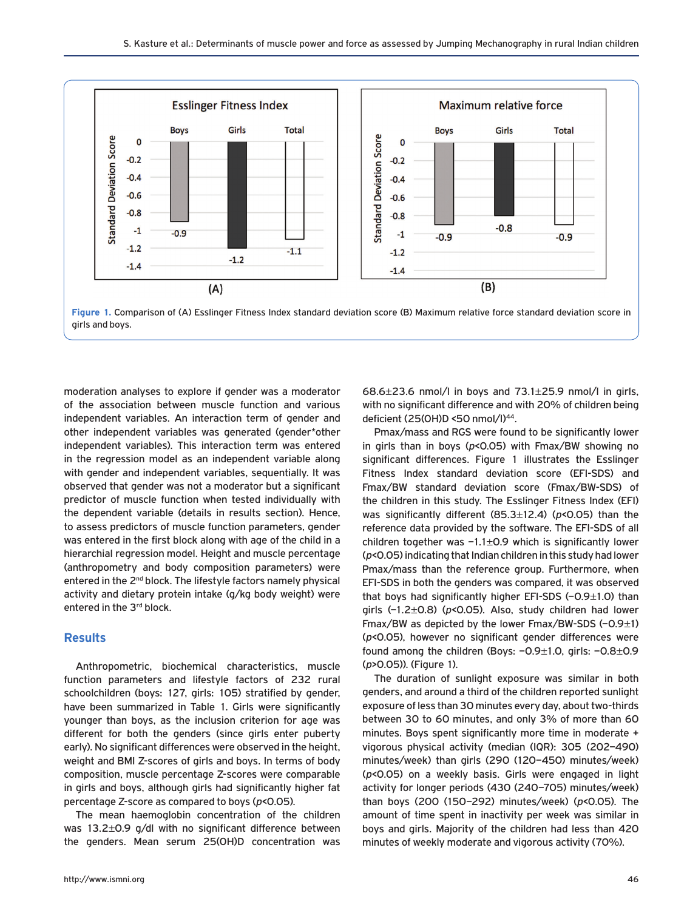Esslinger Fitness Index

Standard Deviation Score

Boys Girls Total

0, -0.2, -0.4, -0.6, -0.8, -1, -1.2, -1.4

-0.9 -1.2 -1.1

(A)

Maximum relative force

Standard Deviation Score

Boys Girls Total

0, -0.2, -0.4, -0.6, -0.8, -1, -1.2, -1.4

-0.9 -0.8 -0.9

(B)

**Figure 1.** Comparison of (A) Esslinger Fitness Index standard deviation score (B) Maximum relative force standard deviation score in girls and boys.

moderation analyses to explore if gender was a moderator of the association between muscle function and various independent variables. An interaction term of gender and other independent variables was generated (gender*other independent variables). This interaction term was entered in the regression model as an independent variable along with gender and independent variables, sequentially. It was observed that gender was not a moderator but a significant predictor of muscle function when tested individually with the dependent variable (details in results section). Hence, to assess predictors of muscle function parameters, gender was entered in the first block along with age of the child in a hierarchial regression model. Height and muscle percentage (anthropometry and body composition parameters) were entered in the 2nd block. The lifestyle factors namely physical activity and dietary protein intake (g/kg body weight) were entered in the 3rd block.

## Results

Anthropometric, biochemical characteristics, muscle function parameters and lifestyle factors of 232 rural schoolchildren (boys: 127, girls: 105) stratified by gender, have been summarized in Table 1. Girls were significantly younger than boys, as the inclusion criterion for age was different for both the genders (since girls enter puberty early). No significant differences were observed in the height, weight and BMI Z-scores of girls and boys. In terms of body composition, muscle percentage Z-scores were comparable in girls and boys, although girls had significantly higher fat percentage Z-score as compared to boys ($p<0.05$).

The mean haemoglobin concentration of the children was 13.2±0.9 g/dl with no significant difference between the genders. Mean serum 25(OH)D concentration was 68.6±23.6 nmol/l in boys and 73.1±25.9 nmol/l in girls, with no significant difference and with 20% of children being deficient (25(OH)D <50 nmol/l)[44].

Pmax/mass and RGS were found to be significantly lower in girls than in boys ($p<0.05$) with Fmax/BW showing no significant differences. Figure 1 illustrates the Esslinger Fitness Index standard deviation score (EFI-SDS) and Fmax/BW standard deviation score (Fmax/BW-SDS) of the children in this study. The Esslinger Fitness Index (EFI) was significantly different (85.3±12.4) ($p<0.05$) than the reference data provided by the software. The EFI-SDS of all children together was −1.1±0.9 which is significantly lower ($p<0.05$) indicating that Indian children in this study had lower Pmax/mass than the reference group. Furthermore, when EFI-SDS in both the genders was compared, it was observed that boys had significantly higher EFI-SDS (−0.9±1.0) than girls (−1.2±0.8) ($p<0.05$). Also, study children had lower Fmax/BW as depicted by the lower Fmax/BW-SDS (−0.9±1) ($p<0.05$), however no significant gender differences were found among the children (Boys: −0.9±1.0, girls: −0.8±0.9 ($p>0.05$)). (Figure 1).

The duration of sunlight exposure was similar in both genders, and around a third of the children reported sunlight exposure of less than 30 minutes every day, about two-thirds between 30 to 60 minutes, and only 3% of more than 60 minutes. Boys spent significantly more time in moderate + vigorous physical activity (median (IQR): 305 (202–490) minutes/week) than girls (290 (120–450) minutes/week) ($p<0.05$) on a weekly basis. Girls were engaged in light activity for longer periods (430 (240–705) minutes/week) than boys (200 (150–292) minutes/week) ($p<0.05$). The amount of time spent in inactivity per week was similar in boys and girls. Majority of the children had less than 420 minutes of weekly moderate and vigorous activity (70%).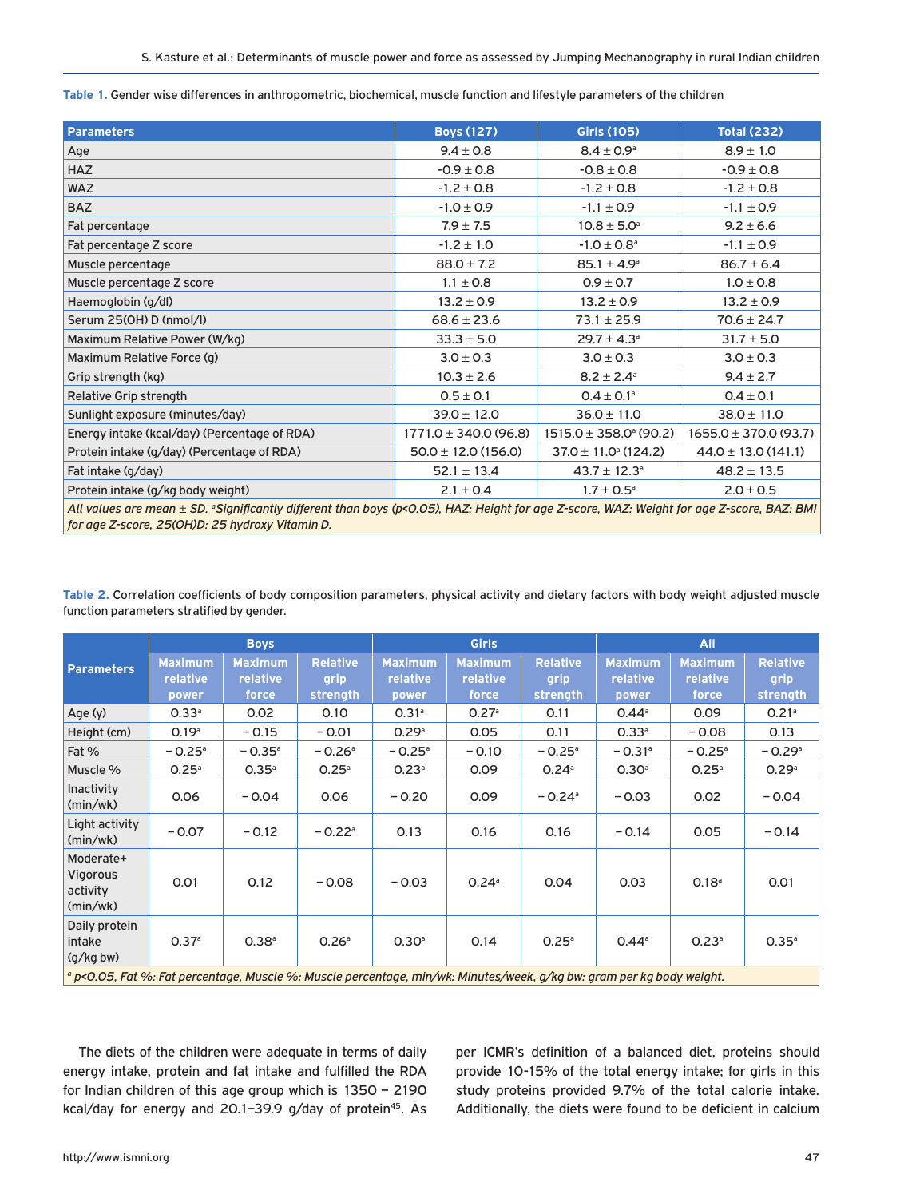**Table 1.** Gender wise differences in anthropometric, biochemical, muscle function and lifestyle parameters of the children

| Parameters | Boys (127) | Girls (105) | Total (232) |
|---|---|---|---|
| Age | 9.4 ± 0.8 | 8.4 ± 0.9[a] | 8.9 ± 1.0 |
| HAZ | -0.9 ± 0.8 | -0.8 ± 0.8 | -0.9 ± 0.8 |
| WAZ | -1.2 ± 0.8 | -1.2 ± 0.8 | -1.2 ± 0.8 |
| BAZ | -1.0 ± 0.9 | -1.1 ± 0.9 | -1.1 ± 0.9 |
| Fat percentage | 7.9 ± 7.5 | 10.8 ± 5.0[a] | 9.2 ± 6.6 |
| Fat percentage Z score | -1.2 ± 1.0 | -1.0 ± 0.8[a] | -1.1 ± 0.9 |
| Muscle percentage | 88.0 ± 7.2 | 85.1 ± 4.9[a] | 86.7 ± 6.4 |
| Muscle percentage Z score | 1.1 ± 0.8 | 0.9 ± 0.7 | 1.0 ± 0.8 |
| Haemoglobin (g/dl) | 13.2 ± 0.9 | 13.2 ± 0.9 | 13.2 ± 0.9 |
| Serum 25(OH) D (nmol/l) | 68.6 ± 23.6 | 73.1 ± 25.9 | 70.6 ± 24.7 |
| Maximum Relative Power (W/kg) | 33.3 ± 5.0 | 29.7 ± 4.3[a] | 31.7 ± 5.0 |
| Maximum Relative Force (g) | 3.0 ± 0.3 | 3.0 ± 0.3 | 3.0 ± 0.3 |
| Grip strength (kg) | 10.3 ± 2.6 | 8.2 ± 2.4[a] | 9.4 ± 2.7 |
| Relative Grip strength | 0.5 ± 0.1 | 0.4 ± 0.1[a] | 0.4 ± 0.1 |
| Sunlight exposure (minutes/day) | 39.0 ± 12.0 | 36.0 ± 11.0 | 38.0 ± 11.0 |
| Energy intake (kcal/day) (Percentage of RDA) | 1771.0 ± 340.0 (96.8) | 1515.0 ± 358.0[a] (90.2) | 1655.0 ± 370.0 (93.7) |
| Protein intake (g/day) (Percentage of RDA) | 50.0 ± 12.0 (156.0) | 37.0 ± 11.0[a] (124.2) | 44.0 ± 13.0 (141.1) |
| Fat intake (g/day) | 52.1 ± 13.4 | 43.7 ± 12.3[a] | 48.2 ± 13.5 |
| Protein intake (g/kg body weight) | 2.1 ± 0.4 | 1.7 ± 0.5[a] | 2.0 ± 0.5 |

*All values are mean ± SD. [a]Significantly different than boys (p<0.05), HAZ: Height for age Z-score, WAZ: Weight for age Z-score, BAZ: BMI for age Z-score, 25(OH)D: 25 hydroxy Vitamin D.*

**Table 2.** Correlation coefficients of body composition parameters, physical activity and dietary factors with body weight adjusted muscle function parameters stratified by gender.

| Parameters | Boys | | | Girls | | | All | | |
|---|---|---|---|---|---|---|---|---|---|
| | Maximum relative power | Maximum relative force | Relative grip strength | Maximum relative power | Maximum relative force | Relative grip strength | Maximum relative power | Maximum relative force | Relative grip strength |
| Age (y) | 0.33[a] | 0.02 | 0.10 | 0.31[a] | 0.27[a] | 0.11 | 0.44[a] | 0.09 | 0.21[a] |
| Height (cm) | 0.19[a] | − 0.15 | − 0.01 | 0.29[a] | 0.05 | 0.11 | 0.33[a] | − 0.08 | 0.13 |
| Fat % | − 0.25[a] | − 0.35[a] | − 0.26[a] | − 0.25[a] | − 0.10 | − 0.25[a] | − 0.31[a] | − 0.25[a] | − 0.29[a] |
| Muscle % | 0.25[a] | 0.35[a] | 0.25[a] | 0.23[a] | 0.09 | 0.24[a] | 0.30[a] | 0.25[a] | 0.29[a] |
| Inactivity (min/wk) | 0.06 | − 0.04 | 0.06 | − 0.20 | 0.09 | − 0.24[a] | − 0.03 | 0.02 | − 0.04 |
| Light activity (min/wk) | − 0.07 | − 0.12 | − 0.22[a] | 0.13 | 0.16 | 0.16 | − 0.14 | 0.05 | − 0.14 |
| Moderate+ Vigorous activity (min/wk) | 0.01 | 0.12 | − 0.08 | − 0.03 | 0.24[a] | 0.04 | 0.03 | 0.18[a] | 0.01 |
| Daily protein intake (g/kg bw) | 0.37[a] | 0.38[a] | 0.26[a] | 0.30[a] | 0.14 | 0.25[a] | 0.44[a] | 0.23[a] | 0.35[a] |

*[a] p<0.05, Fat %: Fat percentage, Muscle %: Muscle percentage, min/wk: Minutes/week, g/kg bw: gram per kg body weight.*

The diets of the children were adequate in terms of daily energy intake, protein and fat intake and fulfilled the RDA for Indian children of this age group which is 1350 – 2190 kcal/day for energy and 20.1–39.9 g/day of protein[45]. As per ICMR's definition of a balanced diet, proteins should provide 10-15% of the total energy intake; for girls in this study proteins provided 9.7% of the total calorie intake. Additionally, the diets were found to be deficient in calcium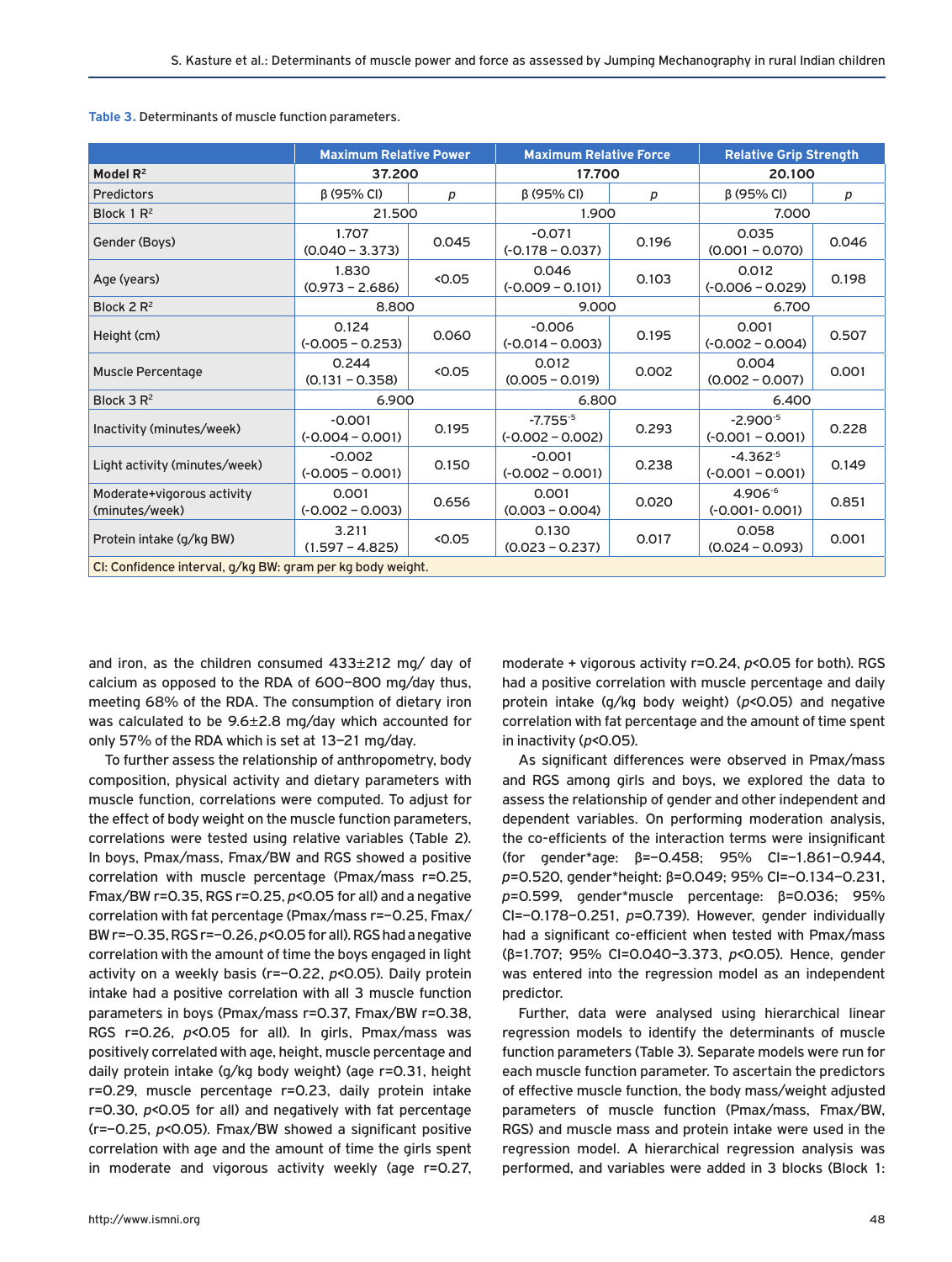**Table 3.** Determinants of muscle function parameters.

| | Maximum Relative Power | | Maximum Relative Force | | Relative Grip Strength | |
|---|---|---|---|---|---|---|
| **Model $R^2$** | 37.200 | | 17.700 | | 20.100 | |
| Predictors | β (95% CI) | *p* | β (95% CI) | *p* | β (95% CI) | *p* |
| Block 1 $R^2$ | 21.500 | | 1.900 | | 7.000 | |
| Gender (Boys) | 1.707 (0.040 – 3.373) | 0.045 | -0.071 (-0.178 – 0.037) | 0.196 | 0.035 (0.001 – 0.070) | 0.046 |
| Age (years) | 1.830 (0.973 – 2.686) | <0.05 | 0.046 (-0.009 – 0.101) | 0.103 | 0.012 (-0.006 – 0.029) | 0.198 |
| Block 2 $R^2$ | 8.800 | | 9.000 | | 6.700 | |
| Height (cm) | 0.124 (-0.005 – 0.253) | 0.060 | -0.006 (-0.014 – 0.003) | 0.195 | 0.001 (-0.002 – 0.004) | 0.507 |
| Muscle Percentage | 0.244 (0.131 – 0.358) | <0.05 | 0.012 (0.005 – 0.019) | 0.002 | 0.004 (0.002 – 0.007) | 0.001 |
| Block 3 $R^2$ | 6.900 | | 6.800 | | 6.400 | |
| Inactivity (minutes/week) | -0.001 (-0.004 – 0.001) | 0.195 | $-7.755^{-5}$ (-0.002 – 0.002) | 0.293 | $-2.900^{-5}$ (-0.001 – 0.001) | 0.228 |
| Light activity (minutes/week) | -0.002 (-0.005 – 0.001) | 0.150 | -0.001 (-0.002 – 0.001) | 0.238 | $-4.362^{-5}$ (-0.001 – 0.001) | 0.149 |
| Moderate+vigorous activity (minutes/week) | 0.001 (-0.002 – 0.003) | 0.656 | 0.001 (0.003 – 0.004) | 0.020 | $4.906^{-6}$ (-0.001- 0.001) | 0.851 |
| Protein intake (g/kg BW) | 3.211 (1.597 – 4.825) | <0.05 | 0.130 (0.023 – 0.237) | 0.017 | 0.058 (0.024 – 0.093) | 0.001 |

CI: Confidence interval, g/kg BW: gram per kg body weight.

and iron, as the children consumed 433±212 mg/ day of calcium as opposed to the RDA of 600–800 mg/day thus, meeting 68% of the RDA. The consumption of dietary iron was calculated to be 9.6±2.8 mg/day which accounted for only 57% of the RDA which is set at 13–21 mg/day.

To further assess the relationship of anthropometry, body composition, physical activity and dietary parameters with muscle function, correlations were computed. To adjust for the effect of body weight on the muscle function parameters, correlations were tested using relative variables (Table 2). In boys, Pmax/mass, Fmax/BW and RGS showed a positive correlation with muscle percentage (Pmax/mass r=0.25, Fmax/BW r=0.35, RGS r=0.25, $p<0.05$ for all) and a negative correlation with fat percentage (Pmax/mass r=–0.25, Fmax/BW r=–0.35, RGS r=–0.26, $p<0.05$ for all). RGS had a negative correlation with the amount of time the boys engaged in light activity on a weekly basis (r=–0.22, $p<0.05$). Daily protein intake had a positive correlation with all 3 muscle function parameters in boys (Pmax/mass r=0.37, Fmax/BW r=0.38, RGS r=0.26, $p<0.05$ for all). In girls, Pmax/mass was positively correlated with age, height, muscle percentage and daily protein intake (g/kg body weight) (age r=0.31, height r=0.29, muscle percentage r=0.23, daily protein intake r=0.30, $p<0.05$ for all) and negatively with fat percentage (r=–0.25, $p<0.05$). Fmax/BW showed a significant positive correlation with age and the amount of time the girls spent in moderate and vigorous activity weekly (age r=0.27, moderate + vigorous activity r=0.24, $p<0.05$ for both). RGS had a positive correlation with muscle percentage and daily protein intake (g/kg body weight) ($p<0.05$) and negative correlation with fat percentage and the amount of time spent in inactivity ($p<0.05$).

As significant differences were observed in Pmax/mass and RGS among girls and boys, we explored the data to assess the relationship of gender and other independent and dependent variables. On performing moderation analysis, the co-efficients of the interaction terms were insignificant (for gender*age: β=–0.458; 95% CI=–1.861–0.944, $p$=0.520, gender*height: β=0.049; 95% CI=–0.134–0.231, $p$=0.599, gender*muscle percentage: β=0.036; 95% CI=–0.178–0.251, $p$=0.739). However, gender individually had a significant co-efficient when tested with Pmax/mass (β=1.707; 95% CI=0.040–3.373, $p<0.05$). Hence, gender was entered into the regression model as an independent predictor.

Further, data were analysed using hierarchical linear regression models to identify the determinants of muscle function parameters (Table 3). Separate models were run for each muscle function parameter. To ascertain the predictors of effective muscle function, the body mass/weight adjusted parameters of muscle function (Pmax/mass, Fmax/BW, RGS) and muscle mass and protein intake were used in the regression model. A hierarchical regression analysis was performed, and variables were added in 3 blocks (Block 1: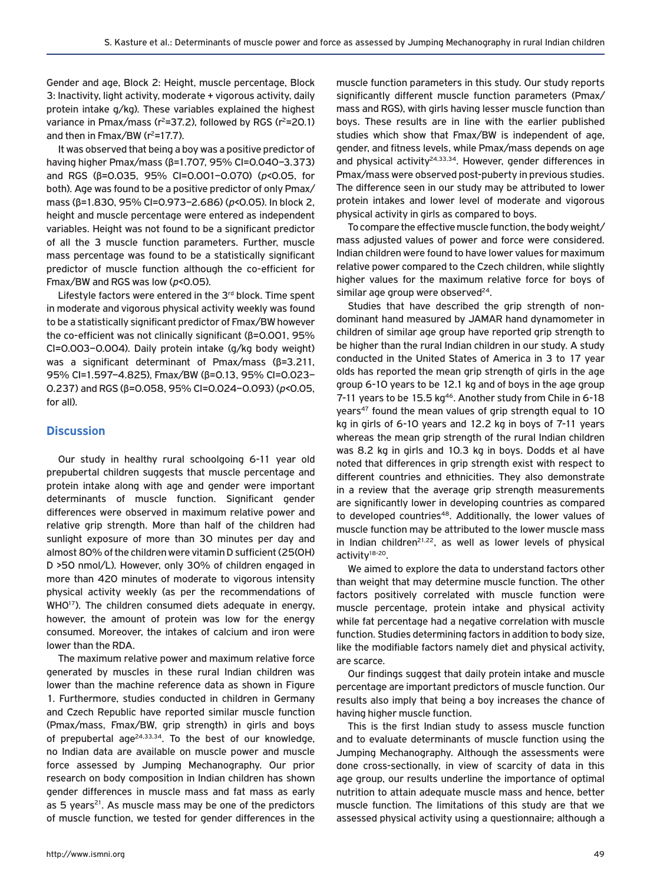Gender and age, Block 2: Height, muscle percentage, Block 3: Inactivity, light activity, moderate + vigorous activity, daily protein intake g/kg). These variables explained the highest variance in Pmax/mass ($r^2$=37.2), followed by RGS ($r^2$=20.1) and then in Fmax/BW ($r^2$=17.7).

It was observed that being a boy was a positive predictor of having higher Pmax/mass (β=1.707, 95% CI=0.040–3.373) and RGS (β=0.035, 95% CI=0.001–0.070) ($p$<0.05, for both). Age was found to be a positive predictor of only Pmax/mass (β=1.830, 95% CI=0.973–2.686) ($p$<0.05). In block 2, height and muscle percentage were entered as independent variables. Height was not found to be a significant predictor of all the 3 muscle function parameters. Further, muscle mass percentage was found to be a statistically significant predictor of muscle function although the co-efficient for Fmax/BW and RGS was low ($p$<0.05).

Lifestyle factors were entered in the 3rd block. Time spent in moderate and vigorous physical activity weekly was found to be a statistically significant predictor of Fmax/BW however the co-efficient was not clinically significant (β=0.001, 95% CI=0.003–0.004). Daily protein intake (g/kg body weight) was a significant determinant of Pmax/mass (β=3.211, 95% CI=1.597–4.825), Fmax/BW (β=0.13, 95% CI=0.023–0.237) and RGS (β=0.058, 95% CI=0.024–0.093) ($p$<0.05, for all).

## Discussion

Our study in healthy rural schoolgoing 6-11 year old prepubertal children suggests that muscle percentage and protein intake along with age and gender were important determinants of muscle function. Significant gender differences were observed in maximum relative power and relative grip strength. More than half of the children had sunlight exposure of more than 30 minutes per day and almost 80% of the children were vitamin D sufficient (25(OH) D >50 nmol/L). However, only 30% of children engaged in more than 420 minutes of moderate to vigorous intensity physical activity weekly (as per the recommendations of WHO[17]). The children consumed diets adequate in energy, however, the amount of protein was low for the energy consumed. Moreover, the intakes of calcium and iron were lower than the RDA.

The maximum relative power and maximum relative force generated by muscles in these rural Indian children was lower than the machine reference data as shown in Figure 1. Furthermore, studies conducted in children in Germany and Czech Republic have reported similar muscle function (Pmax/mass, Fmax/BW, grip strength) in girls and boys of prepubertal age[24,33,34]. To the best of our knowledge, no Indian data are available on muscle power and muscle force assessed by Jumping Mechanography. Our prior research on body composition in Indian children has shown gender differences in muscle mass and fat mass as early as 5 years[21]. As muscle mass may be one of the predictors of muscle function, we tested for gender differences in the muscle function parameters in this study. Our study reports significantly different muscle function parameters (Pmax/mass and RGS), with girls having lesser muscle function than boys. These results are in line with the earlier published studies which show that Fmax/BW is independent of age, gender, and fitness levels, while Pmax/mass depends on age and physical activity[24,33,34]. However, gender differences in Pmax/mass were observed post-puberty in previous studies. The difference seen in our study may be attributed to lower protein intakes and lower level of moderate and vigorous physical activity in girls as compared to boys.

To compare the effective muscle function, the body weight/mass adjusted values of power and force were considered. Indian children were found to have lower values for maximum relative power compared to the Czech children, while slightly higher values for the maximum relative force for boys of similar age group were observed[24].

Studies that have described the grip strength of non-dominant hand measured by JAMAR hand dynamometer in children of similar age group have reported grip strength to be higher than the rural Indian children in our study. A study conducted in the United States of America in 3 to 17 year olds has reported the mean grip strength of girls in the age group 6-10 years to be 12.1 kg and of boys in the age group 7-11 years to be 15.5 kg[46]. Another study from Chile in 6-18 years[47] found the mean values of grip strength equal to 10 kg in girls of 6-10 years and 12.2 kg in boys of 7-11 years whereas the mean grip strength of the rural Indian children was 8.2 kg in girls and 10.3 kg in boys. Dodds et al have noted that differences in grip strength exist with respect to different countries and ethnicities. They also demonstrate in a review that the average grip strength measurements are significantly lower in developing countries as compared to developed countries[48]. Additionally, the lower values of muscle function may be attributed to the lower muscle mass in Indian children[21,22], as well as lower levels of physical activity[18-20].

We aimed to explore the data to understand factors other than weight that may determine muscle function. The other factors positively correlated with muscle function were muscle percentage, protein intake and physical activity while fat percentage had a negative correlation with muscle function. Studies determining factors in addition to body size, like the modifiable factors namely diet and physical activity, are scarce.

Our findings suggest that daily protein intake and muscle percentage are important predictors of muscle function. Our results also imply that being a boy increases the chance of having higher muscle function.

This is the first Indian study to assess muscle function and to evaluate determinants of muscle function using the Jumping Mechanography. Although the assessments were done cross-sectionally, in view of scarcity of data in this age group, our results underline the importance of optimal nutrition to attain adequate muscle mass and hence, better muscle function. The limitations of this study are that we assessed physical activity using a questionnaire; although a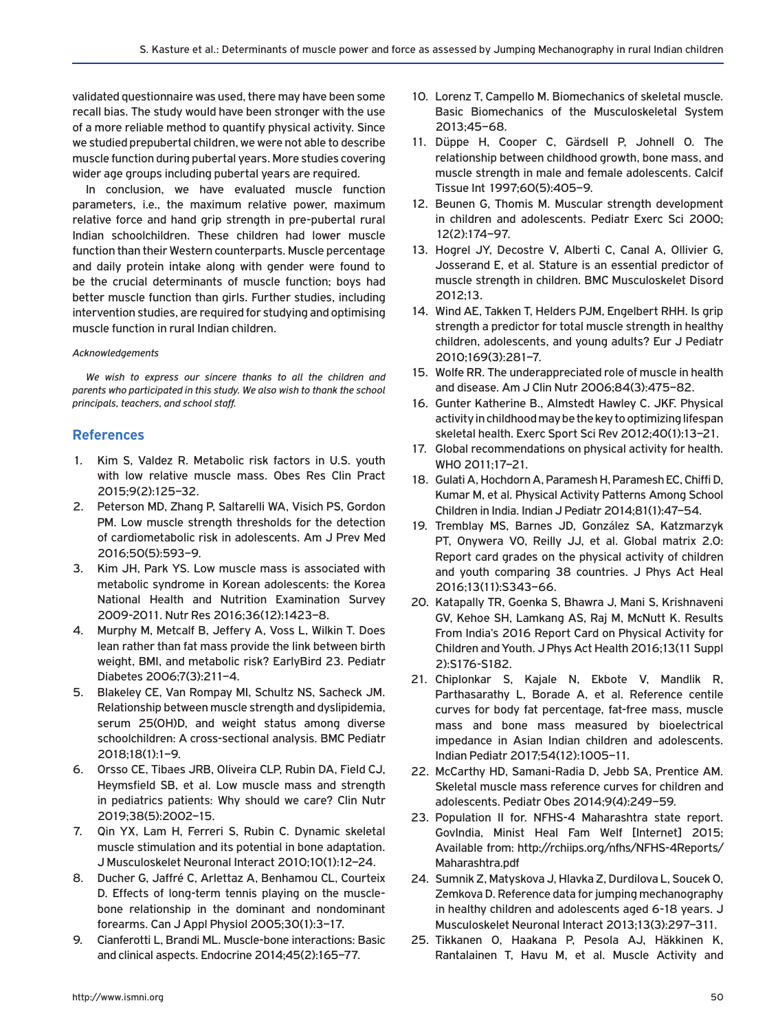validated questionnaire was used, there may have been some recall bias. The study would have been stronger with the use of a more reliable method to quantify physical activity. Since we studied prepubertal children, we were not able to describe muscle function during pubertal years. More studies covering wider age groups including pubertal years are required.

In conclusion, we have evaluated muscle function parameters, i.e., the maximum relative power, maximum relative force and hand grip strength in pre-pubertal rural Indian schoolchildren. These children had lower muscle function than their Western counterparts. Muscle percentage and daily protein intake along with gender were found to be the crucial determinants of muscle function; boys had better muscle function than girls. Further studies, including intervention studies, are required for studying and optimising muscle function in rural Indian children.

*Acknowledgements*

*We wish to express our sincere thanks to all the children and parents who participated in this study. We also wish to thank the school principals, teachers, and school staff.*

## References

1. Kim S, Valdez R. Metabolic risk factors in U.S. youth with low relative muscle mass. Obes Res Clin Pract 2015;9(2):125–32.
2. Peterson MD, Zhang P, Saltarelli WA, Visich PS, Gordon PM. Low muscle strength thresholds for the detection of cardiometabolic risk in adolescents. Am J Prev Med 2016;50(5):593–9.
3. Kim JH, Park YS. Low muscle mass is associated with metabolic syndrome in Korean adolescents: the Korea National Health and Nutrition Examination Survey 2009-2011. Nutr Res 2016;36(12):1423–8.
4. Murphy M, Metcalf B, Jeffery A, Voss L, Wilkin T. Does lean rather than fat mass provide the link between birth weight, BMI, and metabolic risk? EarlyBird 23. Pediatr Diabetes 2006;7(3):211–4.
5. Blakeley CE, Van Rompay MI, Schultz NS, Sacheck JM. Relationship between muscle strength and dyslipidemia, serum 25(OH)D, and weight status among diverse schoolchildren: A cross-sectional analysis. BMC Pediatr 2018;18(1):1–9.
6. Orsso CE, Tibaes JRB, Oliveira CLP, Rubin DA, Field CJ, Heymsfield SB, et al. Low muscle mass and strength in pediatrics patients: Why should we care? Clin Nutr 2019;38(5):2002–15.
7. Qin YX, Lam H, Ferreri S, Rubin C. Dynamic skeletal muscle stimulation and its potential in bone adaptation. J Musculoskelet Neuronal Interact 2010;10(1):12–24.
8. Ducher G, Jaffré C, Arlettaz A, Benhamou CL, Courteix D. Effects of long-term tennis playing on the muscle-bone relationship in the dominant and nondominant forearms. Can J Appl Physiol 2005;30(1):3–17.
9. Cianferotti L, Brandi ML. Muscle-bone interactions: Basic and clinical aspects. Endocrine 2014;45(2):165–77.
10. Lorenz T, Campello M. Biomechanics of skeletal muscle. Basic Biomechanics of the Musculoskeletal System 2013;45–68.
11. Düppe H, Cooper C, Gärdsell P, Johnell O. The relationship between childhood growth, bone mass, and muscle strength in male and female adolescents. Calcif Tissue Int 1997;60(5):405–9.
12. Beunen G, Thomis M. Muscular strength development in children and adolescents. Pediatr Exerc Sci 2000; 12(2):174–97.
13. Hogrel JY, Decostre V, Alberti C, Canal A, Ollivier G, Josserand E, et al. Stature is an essential predictor of muscle strength in children. BMC Musculoskelet Disord 2012;13.
14. Wind AE, Takken T, Helders PJM, Engelbert RHH. Is grip strength a predictor for total muscle strength in healthy children, adolescents, and young adults? Eur J Pediatr 2010;169(3):281–7.
15. Wolfe RR. The underappreciated role of muscle in health and disease. Am J Clin Nutr 2006;84(3):475–82.
16. Gunter Katherine B., Almstedt Hawley C. JKF. Physical activity in childhood may be the key to optimizing lifespan skeletal health. Exerc Sport Sci Rev 2012;40(1):13–21.
17. Global recommendations on physical activity for health. WHO 2011;17–21.
18. Gulati A, Hochdorn A, Paramesh H, Paramesh EC, Chiffi D, Kumar M, et al. Physical Activity Patterns Among School Children in India. Indian J Pediatr 2014;81(1):47–54.
19. Tremblay MS, Barnes JD, González SA, Katzmarzyk PT, Onywera VO, Reilly JJ, et al. Global matrix 2.0: Report card grades on the physical activity of children and youth comparing 38 countries. J Phys Act Heal 2016;13(11):S343–66.
20. Katapally TR, Goenka S, Bhawra J, Mani S, Krishnaveni GV, Kehoe SH, Lamkang AS, Raj M, McNutt K. Results From India's 2016 Report Card on Physical Activity for Children and Youth. J Phys Act Health 2016;13(11 Suppl 2):S176-S182.
21. Chiplonkar S, Kajale N, Ekbote V, Mandlik R, Parthasarathy L, Borade A, et al. Reference centile curves for body fat percentage, fat-free mass, muscle mass and bone mass measured by bioelectrical impedance in Asian Indian children and adolescents. Indian Pediatr 2017;54(12):1005–11.
22. McCarthy HD, Samani-Radia D, Jebb SA, Prentice AM. Skeletal muscle mass reference curves for children and adolescents. Pediatr Obes 2014;9(4):249–59.
23. Population II for. NFHS-4 Maharashtra state report. GovIndia, Minist Heal Fam Welf [Internet] 2015; Available from: http://rchiips.org/nfhs/NFHS-4Reports/Maharashtra.pdf
24. Sumnik Z, Matyskova J, Hlavka Z, Durdilova L, Soucek O, Zemkova D. Reference data for jumping mechanography in healthy children and adolescents aged 6-18 years. J Musculoskelet Neuronal Interact 2013;13(3):297–311.
25. Tikkanen O, Haakana P, Pesola AJ, Häkkinen K, Rantalainen T, Havu M, et al. Muscle Activity and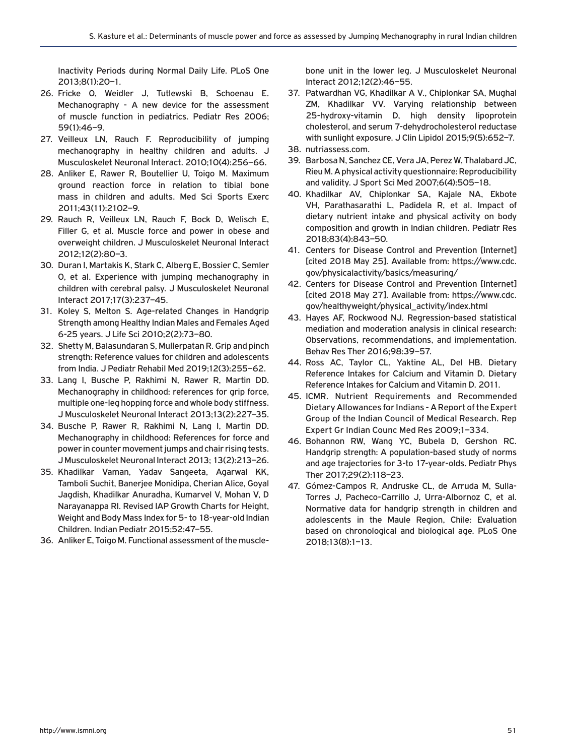Inactivity Periods during Normal Daily Life. PLoS One 2013;8(1):20–1.

26. Fricke O, Weidler J, Tutlewski B, Schoenau E. Mechanography - A new device for the assessment of muscle function in pediatrics. Pediatr Res 2006; 59(1):46–9.
27. Veilleux LN, Rauch F. Reproducibility of jumping mechanography in healthy children and adults. J Musculoskelet Neuronal Interact. 2010;10(4):256–66.
28. Anliker E, Rawer R, Boutellier U, Toigo M. Maximum ground reaction force in relation to tibial bone mass in children and adults. Med Sci Sports Exerc 2011;43(11):2102–9.
29. Rauch R, Veilleux LN, Rauch F, Bock D, Welisch E, Filler G, et al. Muscle force and power in obese and overweight children. J Musculoskelet Neuronal Interact 2012;12(2):80–3.
30. Duran I, Martakis K, Stark C, Alberg E, Bossier C, Semler O, et al. Experience with jumping mechanography in children with cerebral palsy. J Musculoskelet Neuronal Interact 2017;17(3):237–45.
31. Koley S, Melton S. Age-related Changes in Handgrip Strength among Healthy Indian Males and Females Aged 6-25 years. J Life Sci 2010;2(2):73–80.
32. Shetty M, Balasundaran S, Mullerpatan R. Grip and pinch strength: Reference values for children and adolescents from India. J Pediatr Rehabil Med 2019;12(3):255–62.
33. Lang I, Busche P, Rakhimi N, Rawer R, Martin DD. Mechanography in childhood: references for grip force, multiple one-leg hopping force and whole body stiffness. J Musculoskelet Neuronal Interact 2013;13(2):227–35.
34. Busche P, Rawer R, Rakhimi N, Lang I, Martin DD. Mechanography in childhood: References for force and power in counter movement jumps and chair rising tests. J Musculoskelet Neuronal Interact 2013; 13(2):213–26.
35. Khadilkar Vaman, Yadav Sangeeta, Agarwal KK, Tamboli Suchit, Banerjee Monidipa, Cherian Alice, Goyal Jagdish, Khadilkar Anuradha, Kumarvel V, Mohan V, D Narayanappa RI. Revised IAP Growth Charts for Height, Weight and Body Mass Index for 5- to 18-year-old Indian Children. Indian Pediatr 2015;52:47–55.
36. Anliker E, Toigo M. Functional assessment of the muscle-bone unit in the lower leg. J Musculoskelet Neuronal Interact 2012;12(2):46–55.
37. Patwardhan VG, Khadilkar A V., Chiplonkar SA, Mughal ZM, Khadilkar VV. Varying relationship between 25-hydroxy-vitamin D, high density lipoprotein cholesterol, and serum 7-dehydrocholesterol reductase with sunlight exposure. J Clin Lipidol 2015;9(5):652–7.
38. nutriassess.com.
39. Barbosa N, Sanchez CE, Vera JA, Perez W, Thalabard JC, Rieu M. A physical activity questionnaire: Reproducibility and validity. J Sport Sci Med 2007;6(4):505–18.
40. Khadilkar AV, Chiplonkar SA, Kajale NA, Ekbote VH, Parathasarathi L, Padidela R, et al. Impact of dietary nutrient intake and physical activity on body composition and growth in Indian children. Pediatr Res 2018;83(4):843–50.
41. Centers for Disease Control and Prevention [Internet] [cited 2018 May 25]. Available from: https://www.cdc.gov/physicalactivity/basics/measuring/
42. Centers for Disease Control and Prevention [Internet] [cited 2018 May 27]. Available from: https://www.cdc.gov/healthyweight/physical_activity/index.html
43. Hayes AF, Rockwood NJ. Regression-based statistical mediation and moderation analysis in clinical research: Observations, recommendations, and implementation. Behav Res Ther 2016;98:39–57.
44. Ross AC, Taylor CL, Yaktine AL, Del HB. Dietary Reference Intakes for Calcium and Vitamin D. Dietary Reference Intakes for Calcium and Vitamin D. 2011.
45. ICMR. Nutrient Requirements and Recommended Dietary Allowances for Indians - A Report of the Expert Group of the Indian Council of Medical Research. Rep Expert Gr Indian Counc Med Res 2009;1–334.
46. Bohannon RW, Wang YC, Bubela D, Gershon RC. Handgrip strength: A population-based study of norms and age trajectories for 3-to 17-year-olds. Pediatr Phys Ther 2017;29(2):118–23.
47. Gómez-Campos R, Andruske CL, de Arruda M, Sulla-Torres J, Pacheco-Carrillo J, Urra-Albornoz C, et al. Normative data for handgrip strength in children and adolescents in the Maule Region, Chile: Evaluation based on chronological and biological age. PLoS One 2018;13(8):1–13.